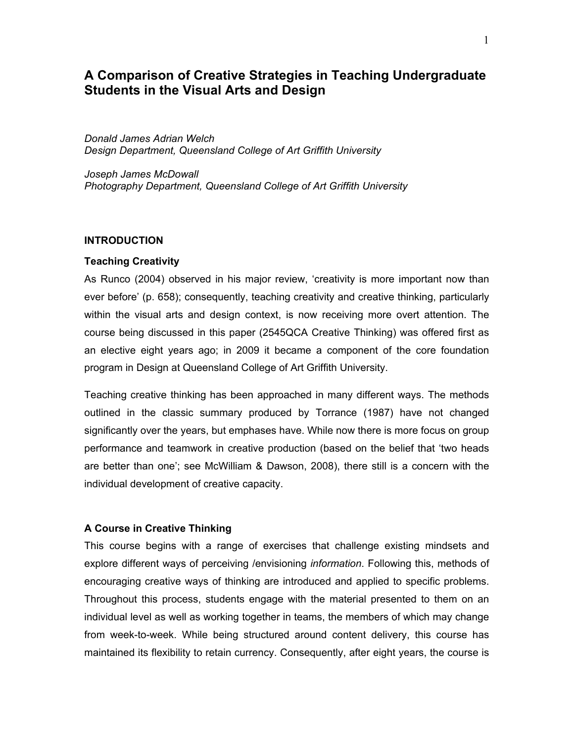# A Comparison of Creative Strategies in Teaching Undergraduate Students in the Visual Arts and Design

*Donald James Adrian Welch*
*Design Department, Queensland College of Art Griffith University*

*Joseph James McDowall*
*Photography Department, Queensland College of Art Griffith University*

## INTRODUCTION

### Teaching Creativity

As Runco (2004) observed in his major review, 'creativity is more important now than ever before' (p. 658); consequently, teaching creativity and creative thinking, particularly within the visual arts and design context, is now receiving more overt attention. The course being discussed in this paper (2545QCA Creative Thinking) was offered first as an elective eight years ago; in 2009 it became a component of the core foundation program in Design at Queensland College of Art Griffith University.

Teaching creative thinking has been approached in many different ways. The methods outlined in the classic summary produced by Torrance (1987) have not changed significantly over the years, but emphases have. While now there is more focus on group performance and teamwork in creative production (based on the belief that 'two heads are better than one'; see McWilliam & Dawson, 2008), there still is a concern with the individual development of creative capacity.

### A Course in Creative Thinking

This course begins with a range of exercises that challenge existing mindsets and explore different ways of perceiving /envisioning *information*. Following this, methods of encouraging creative ways of thinking are introduced and applied to specific problems. Throughout this process, students engage with the material presented to them on an individual level as well as working together in teams, the members of which may change from week-to-week. While being structured around content delivery, this course has maintained its flexibility to retain currency. Consequently, after eight years, the course is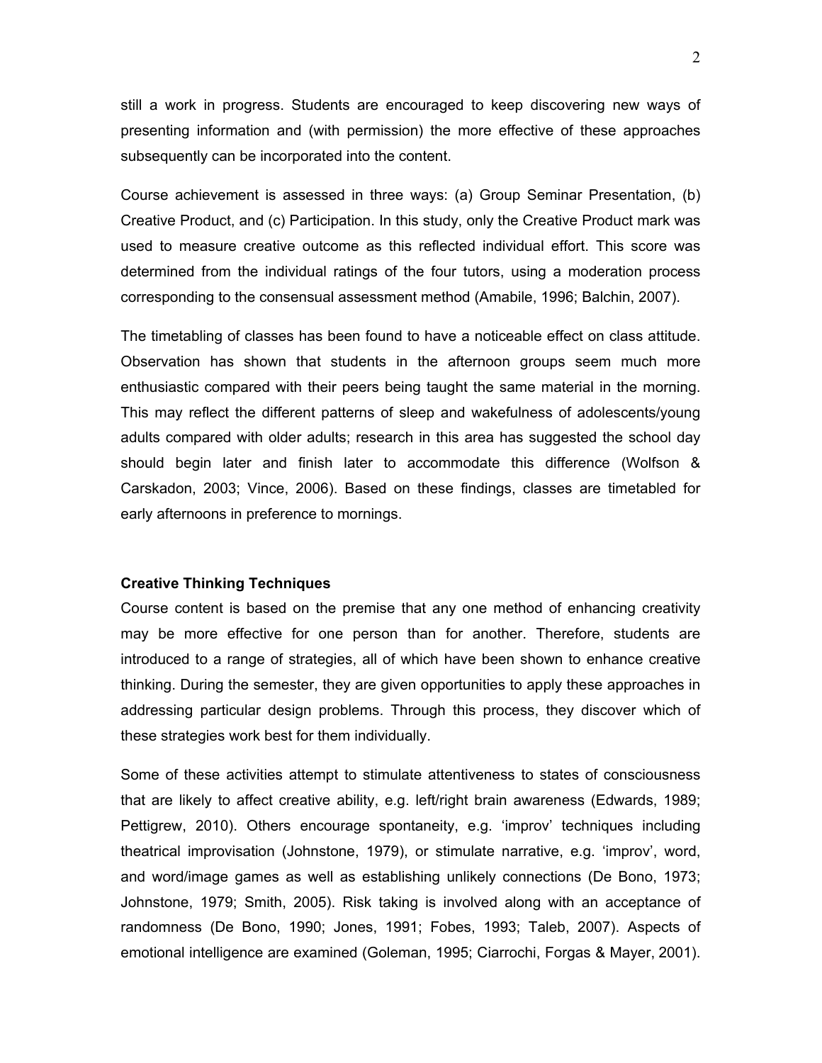still a work in progress. Students are encouraged to keep discovering new ways of presenting information and (with permission) the more effective of these approaches subsequently can be incorporated into the content.

Course achievement is assessed in three ways: (a) Group Seminar Presentation, (b) Creative Product, and (c) Participation. In this study, only the Creative Product mark was used to measure creative outcome as this reflected individual effort. This score was determined from the individual ratings of the four tutors, using a moderation process corresponding to the consensual assessment method (Amabile, 1996; Balchin, 2007).

The timetabling of classes has been found to have a noticeable effect on class attitude. Observation has shown that students in the afternoon groups seem much more enthusiastic compared with their peers being taught the same material in the morning. This may reflect the different patterns of sleep and wakefulness of adolescents/young adults compared with older adults; research in this area has suggested the school day should begin later and finish later to accommodate this difference (Wolfson & Carskadon, 2003; Vince, 2006). Based on these findings, classes are timetabled for early afternoons in preference to mornings.

**Creative Thinking Techniques**

Course content is based on the premise that any one method of enhancing creativity may be more effective for one person than for another. Therefore, students are introduced to a range of strategies, all of which have been shown to enhance creative thinking. During the semester, they are given opportunities to apply these approaches in addressing particular design problems. Through this process, they discover which of these strategies work best for them individually.

Some of these activities attempt to stimulate attentiveness to states of consciousness that are likely to affect creative ability, e.g. left/right brain awareness (Edwards, 1989; Pettigrew, 2010). Others encourage spontaneity, e.g. 'improv' techniques including theatrical improvisation (Johnstone, 1979), or stimulate narrative, e.g. 'improv', word, and word/image games as well as establishing unlikely connections (De Bono, 1973; Johnstone, 1979; Smith, 2005). Risk taking is involved along with an acceptance of randomness (De Bono, 1990; Jones, 1991; Fobes, 1993; Taleb, 2007). Aspects of emotional intelligence are examined (Goleman, 1995; Ciarrochi, Forgas & Mayer, 2001).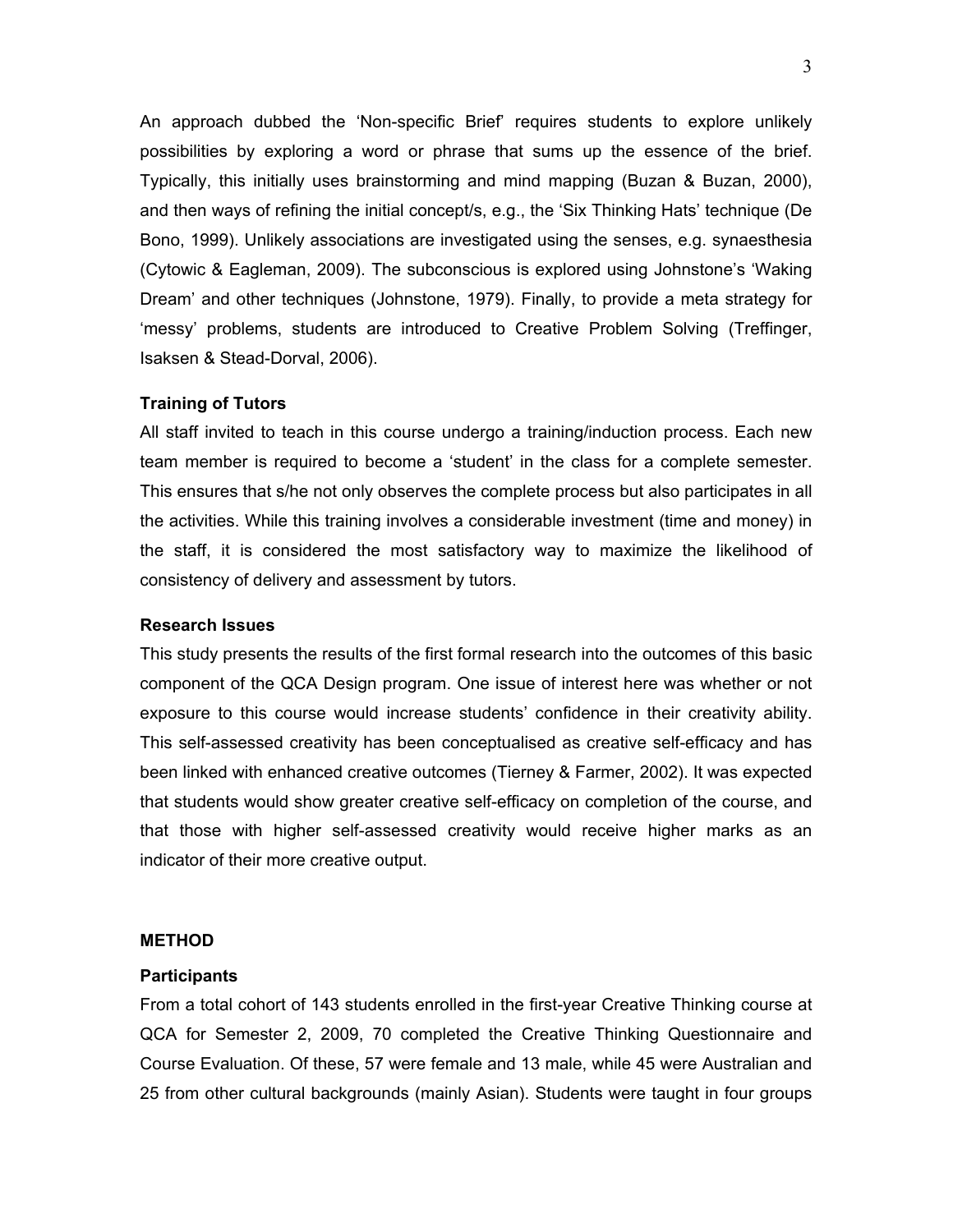An approach dubbed the 'Non-specific Brief' requires students to explore unlikely possibilities by exploring a word or phrase that sums up the essence of the brief. Typically, this initially uses brainstorming and mind mapping (Buzan & Buzan, 2000), and then ways of refining the initial concept/s, e.g., the 'Six Thinking Hats' technique (De Bono, 1999). Unlikely associations are investigated using the senses, e.g. synaesthesia (Cytowic & Eagleman, 2009). The subconscious is explored using Johnstone's 'Waking Dream' and other techniques (Johnstone, 1979). Finally, to provide a meta strategy for 'messy' problems, students are introduced to Creative Problem Solving (Treffinger, Isaksen & Stead-Dorval, 2006).

### Training of Tutors

All staff invited to teach in this course undergo a training/induction process. Each new team member is required to become a 'student' in the class for a complete semester. This ensures that s/he not only observes the complete process but also participates in all the activities. While this training involves a considerable investment (time and money) in the staff, it is considered the most satisfactory way to maximize the likelihood of consistency of delivery and assessment by tutors.

### Research Issues

This study presents the results of the first formal research into the outcomes of this basic component of the QCA Design program. One issue of interest here was whether or not exposure to this course would increase students' confidence in their creativity ability. This self-assessed creativity has been conceptualised as creative self-efficacy and has been linked with enhanced creative outcomes (Tierney & Farmer, 2002). It was expected that students would show greater creative self-efficacy on completion of the course, and that those with higher self-assessed creativity would receive higher marks as an indicator of their more creative output.

## METHOD

### Participants

From a total cohort of 143 students enrolled in the first-year Creative Thinking course at QCA for Semester 2, 2009, 70 completed the Creative Thinking Questionnaire and Course Evaluation. Of these, 57 were female and 13 male, while 45 were Australian and 25 from other cultural backgrounds (mainly Asian). Students were taught in four groups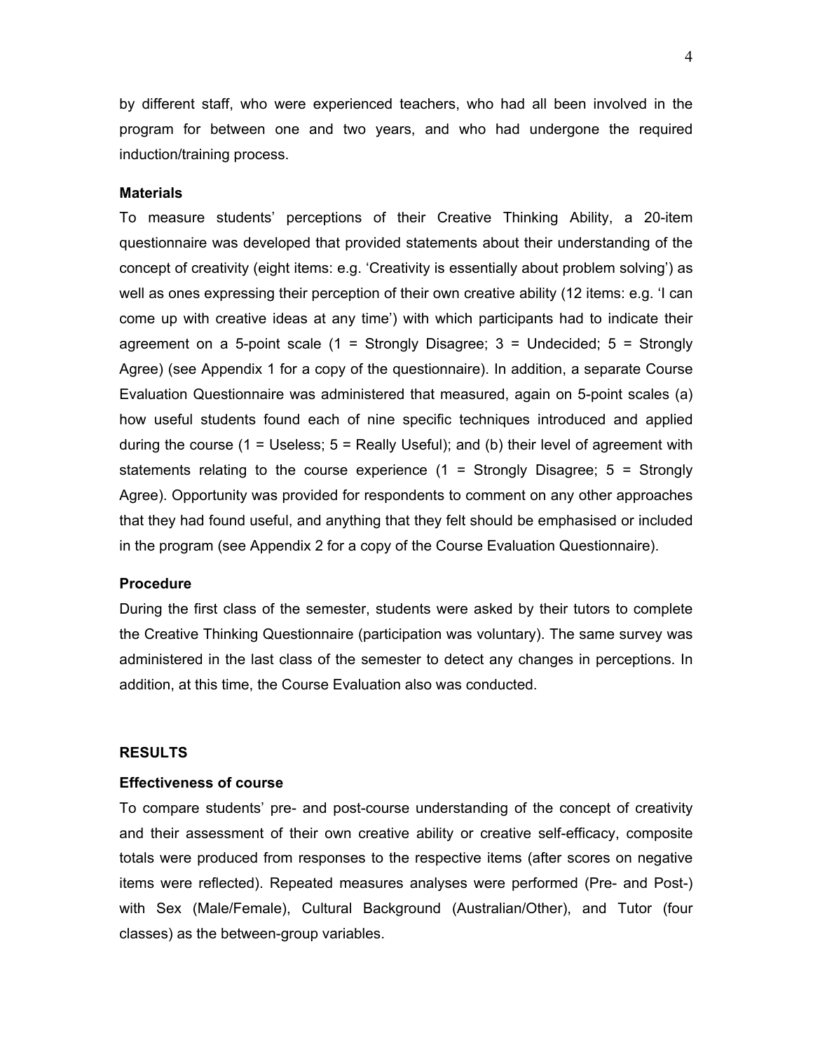by different staff, who were experienced teachers, who had all been involved in the program for between one and two years, and who had undergone the required induction/training process.

### Materials

To measure students' perceptions of their Creative Thinking Ability, a 20-item questionnaire was developed that provided statements about their understanding of the concept of creativity (eight items: e.g. 'Creativity is essentially about problem solving') as well as ones expressing their perception of their own creative ability (12 items: e.g. 'I can come up with creative ideas at any time') with which participants had to indicate their agreement on a 5-point scale (1 = Strongly Disagree; 3 = Undecided; 5 = Strongly Agree) (see Appendix 1 for a copy of the questionnaire). In addition, a separate Course Evaluation Questionnaire was administered that measured, again on 5-point scales (a) how useful students found each of nine specific techniques introduced and applied during the course (1 = Useless; 5 = Really Useful); and (b) their level of agreement with statements relating to the course experience (1 = Strongly Disagree; 5 = Strongly Agree). Opportunity was provided for respondents to comment on any other approaches that they had found useful, and anything that they felt should be emphasised or included in the program (see Appendix 2 for a copy of the Course Evaluation Questionnaire).

### Procedure

During the first class of the semester, students were asked by their tutors to complete the Creative Thinking Questionnaire (participation was voluntary). The same survey was administered in the last class of the semester to detect any changes in perceptions. In addition, at this time, the Course Evaluation also was conducted.

## RESULTS

### Effectiveness of course

To compare students' pre- and post-course understanding of the concept of creativity and their assessment of their own creative ability or creative self-efficacy, composite totals were produced from responses to the respective items (after scores on negative items were reflected). Repeated measures analyses were performed (Pre- and Post-) with Sex (Male/Female), Cultural Background (Australian/Other), and Tutor (four classes) as the between-group variables.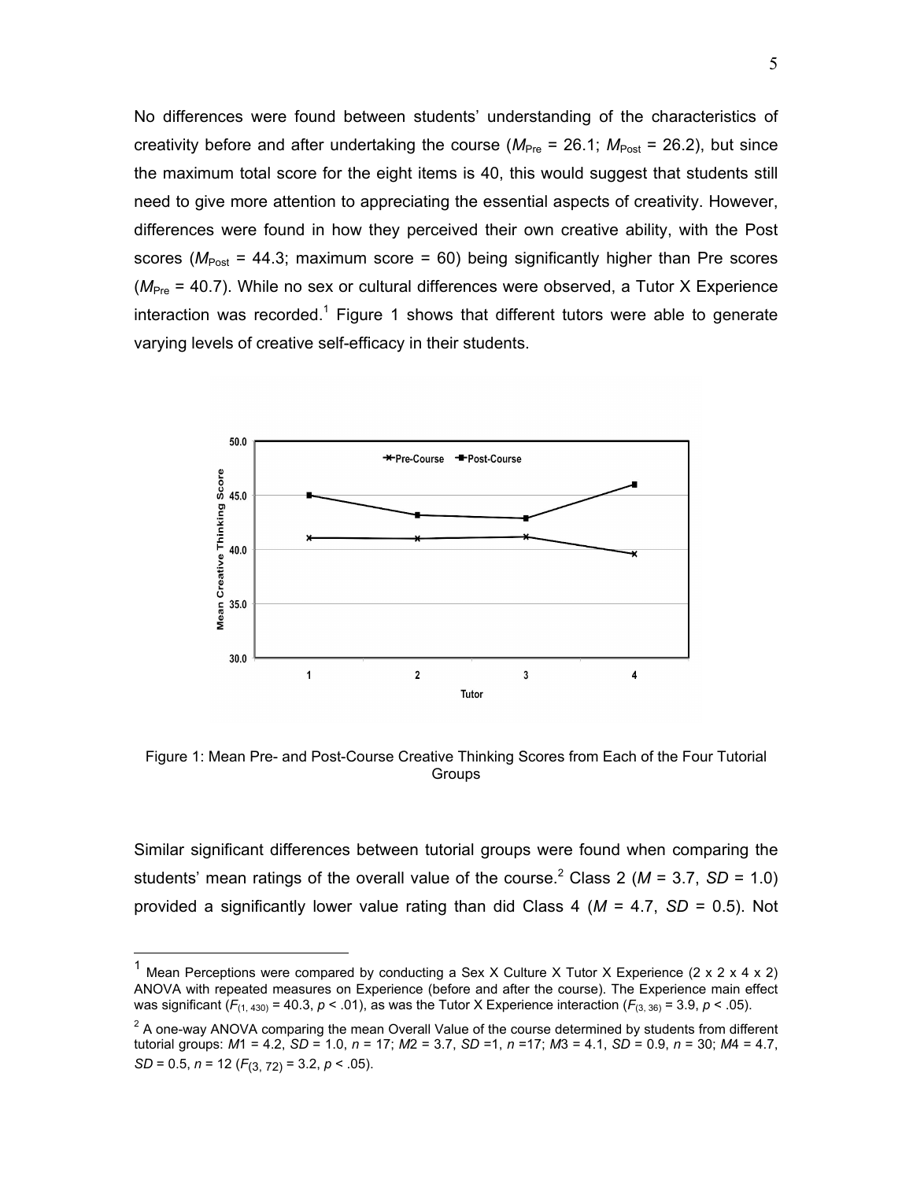No differences were found between students' understanding of the characteristics of creativity before and after undertaking the course ($M_{\text{Pre}}$ = 26.1; $M_{\text{Post}}$ = 26.2), but since the maximum total score for the eight items is 40, this would suggest that students still need to give more attention to appreciating the essential aspects of creativity. However, differences were found in how they perceived their own creative ability, with the Post scores ($M_{\text{Post}}$ = 44.3; maximum score = 60) being significantly higher than Pre scores ($M_{\text{Pre}}$ = 40.7). While no sex or cultural differences were observed, a Tutor X Experience interaction was recorded.[1] Figure 1 shows that different tutors were able to generate varying levels of creative self-efficacy in their students.

Figure 1: Mean Pre- and Post-Course Creative Thinking Scores from Each of the Four Tutorial Groups

Similar significant differences between tutorial groups were found when comparing the students' mean ratings of the overall value of the course.[2] Class 2 ($M$ = 3.7, $SD$ = 1.0) provided a significantly lower value rating than did Class 4 ($M$ = 4.7, $SD$ = 0.5). Not

---

[1] Mean Perceptions were compared by conducting a Sex X Culture X Tutor X Experience (2 x 2 x 4 x 2) ANOVA with repeated measures on Experience (before and after the course). The Experience main effect was significant ($F_{(1, 430)}$ = 40.3, $p$ < .01), as was the Tutor X Experience interaction ($F_{(3, 36)}$ = 3.9, $p$ < .05).

[2] A one-way ANOVA comparing the mean Overall Value of the course determined by students from different tutorial groups: $M1$ = 4.2, $SD$ = 1.0, $n$ = 17; $M2$ = 3.7, $SD$ =1, $n$ =17; $M3$ = 4.1, $SD$ = 0.9, $n$ = 30; $M4$ = 4.7, $SD$ = 0.5, $n$ = 12 ($F_{(3, 72)}$ = 3.2, $p$ < .05).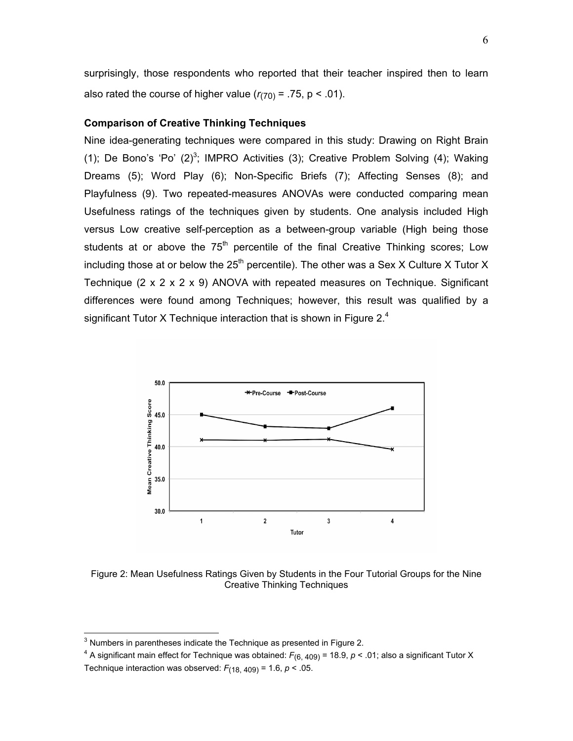surprisingly, those respondents who reported that their teacher inspired then to learn also rated the course of higher value ($r_{(70)}$ = .75, p < .01).

**Comparison of Creative Thinking Techniques**

Nine idea-generating techniques were compared in this study: Drawing on Right Brain (1); De Bono's 'Po' (2)[3]; IMPRO Activities (3); Creative Problem Solving (4); Waking Dreams (5); Word Play (6); Non-Specific Briefs (7); Affecting Senses (8); and Playfulness (9). Two repeated-measures ANOVAs were conducted comparing mean Usefulness ratings of the techniques given by students. One analysis included High versus Low creative self-perception as a between-group variable (High being those students at or above the 75th percentile of the final Creative Thinking scores; Low including those at or below the 25th percentile). The other was a Sex X Culture X Tutor X Technique (2 x 2 x 2 x 9) ANOVA with repeated measures on Technique. Significant differences were found among Techniques; however, this result was qualified by a significant Tutor X Technique interaction that is shown in Figure 2.[4]

Figure 2: Mean Usefulness Ratings Given by Students in the Four Tutorial Groups for the Nine Creative Thinking Techniques

[3] Numbers in parentheses indicate the Technique as presented in Figure 2.

[4] A significant main effect for Technique was obtained: $F_{(6, 409)}$ = 18.9, $p$ < .01; also a significant Tutor X Technique interaction was observed: $F_{(18, 409)}$ = 1.6, $p$ < .05.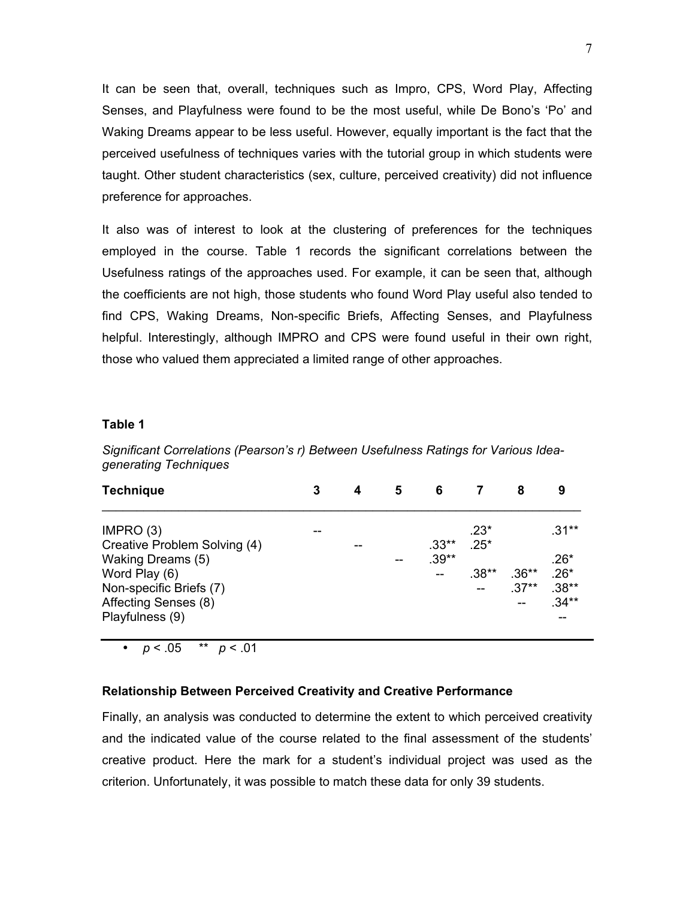It can be seen that, overall, techniques such as Impro, CPS, Word Play, Affecting Senses, and Playfulness were found to be the most useful, while De Bono's 'Po' and Waking Dreams appear to be less useful. However, equally important is the fact that the perceived usefulness of techniques varies with the tutorial group in which students were taught. Other student characteristics (sex, culture, perceived creativity) did not influence preference for approaches.

It also was of interest to look at the clustering of preferences for the techniques employed in the course. Table 1 records the significant correlations between the Usefulness ratings of the approaches used. For example, it can be seen that, although the coefficients are not high, those students who found Word Play useful also tended to find CPS, Waking Dreams, Non-specific Briefs, Affecting Senses, and Playfulness helpful. Interestingly, although IMPRO and CPS were found useful in their own right, those who valued them appreciated a limited range of other approaches.

**Table 1**

*Significant Correlations (Pearson's r) Between Usefulness Ratings for Various Idea-generating Techniques*

| Technique | 3 | 4 | 5 | 6 | 7 | 8 | 9 |
|---|---|---|---|---|---|---|---|
| IMPRO (3) | -- | | | | .23* | | .31** |
| Creative Problem Solving (4) | | -- | | .33** | .25* | | |
| Waking Dreams (5) | | | -- | .39** | | | .26* |
| Word Play (6) | | | | -- | .38** | .36** | .26* |
| Non-specific Briefs (7) | | | | | -- | .37** | .38** |
| Affecting Senses (8) | | | | | | -- | .34** |
| Playfulness (9) | | | | | | | -- |

* $p < .05$ ** $p < .01$

**Relationship Between Perceived Creativity and Creative Performance**

Finally, an analysis was conducted to determine the extent to which perceived creativity and the indicated value of the course related to the final assessment of the students' creative product. Here the mark for a student's individual project was used as the criterion. Unfortunately, it was possible to match these data for only 39 students.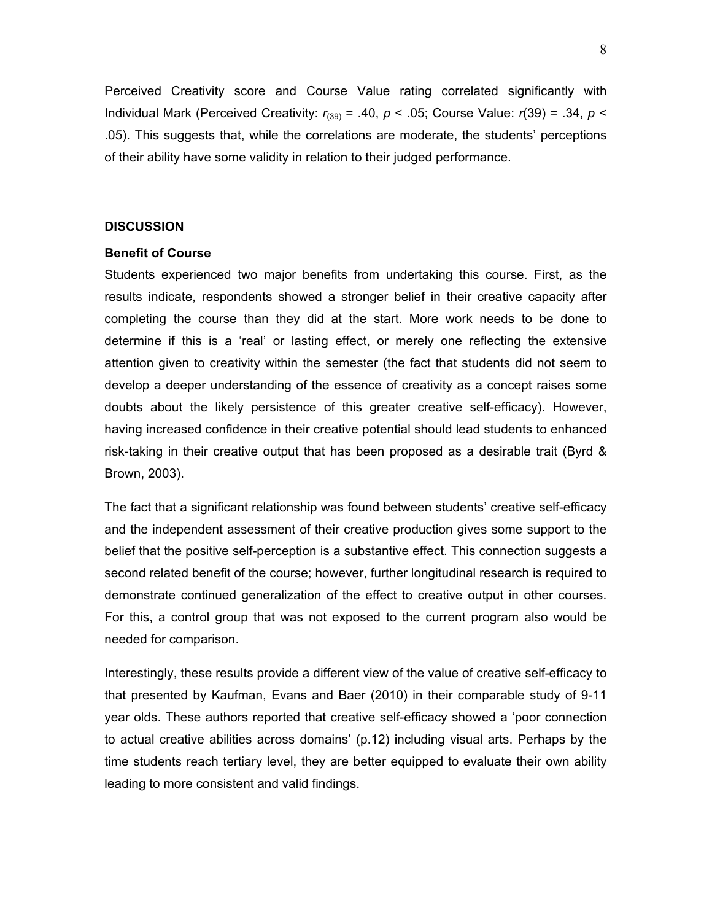Perceived Creativity score and Course Value rating correlated significantly with Individual Mark (Perceived Creativity: $r_{(39)} = .40$, $p < .05$; Course Value: $r(39) = .34$, $p < .05$). This suggests that, while the correlations are moderate, the students' perceptions of their ability have some validity in relation to their judged performance.

## DISCUSSION

### Benefit of Course

Students experienced two major benefits from undertaking this course. First, as the results indicate, respondents showed a stronger belief in their creative capacity after completing the course than they did at the start. More work needs to be done to determine if this is a 'real' or lasting effect, or merely one reflecting the extensive attention given to creativity within the semester (the fact that students did not seem to develop a deeper understanding of the essence of creativity as a concept raises some doubts about the likely persistence of this greater creative self-efficacy). However, having increased confidence in their creative potential should lead students to enhanced risk-taking in their creative output that has been proposed as a desirable trait (Byrd & Brown, 2003).

The fact that a significant relationship was found between students' creative self-efficacy and the independent assessment of their creative production gives some support to the belief that the positive self-perception is a substantive effect. This connection suggests a second related benefit of the course; however, further longitudinal research is required to demonstrate continued generalization of the effect to creative output in other courses. For this, a control group that was not exposed to the current program also would be needed for comparison.

Interestingly, these results provide a different view of the value of creative self-efficacy to that presented by Kaufman, Evans and Baer (2010) in their comparable study of 9-11 year olds. These authors reported that creative self-efficacy showed a 'poor connection to actual creative abilities across domains' (p.12) including visual arts. Perhaps by the time students reach tertiary level, they are better equipped to evaluate their own ability leading to more consistent and valid findings.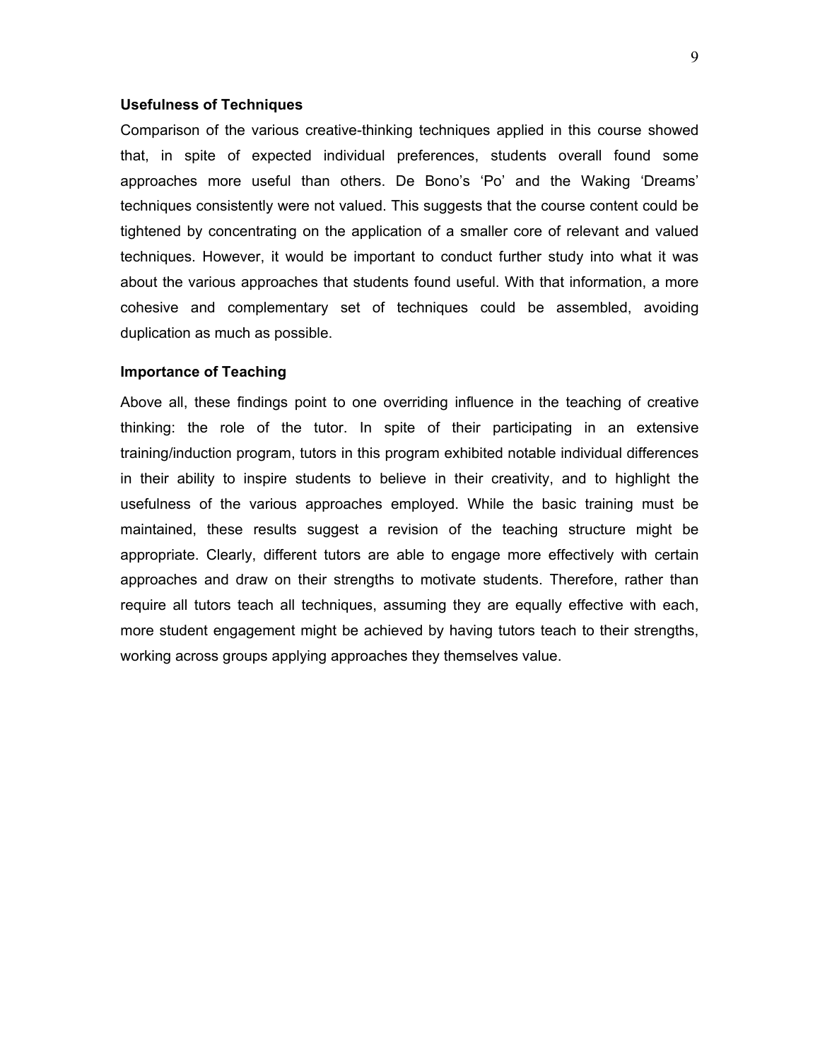**Usefulness of Techniques**

Comparison of the various creative-thinking techniques applied in this course showed that, in spite of expected individual preferences, students overall found some approaches more useful than others. De Bono's 'Po' and the Waking 'Dreams' techniques consistently were not valued. This suggests that the course content could be tightened by concentrating on the application of a smaller core of relevant and valued techniques. However, it would be important to conduct further study into what it was about the various approaches that students found useful. With that information, a more cohesive and complementary set of techniques could be assembled, avoiding duplication as much as possible.

**Importance of Teaching**

Above all, these findings point to one overriding influence in the teaching of creative thinking: the role of the tutor. In spite of their participating in an extensive training/induction program, tutors in this program exhibited notable individual differences in their ability to inspire students to believe in their creativity, and to highlight the usefulness of the various approaches employed. While the basic training must be maintained, these results suggest a revision of the teaching structure might be appropriate. Clearly, different tutors are able to engage more effectively with certain approaches and draw on their strengths to motivate students. Therefore, rather than require all tutors teach all techniques, assuming they are equally effective with each, more student engagement might be achieved by having tutors teach to their strengths, working across groups applying approaches they themselves value.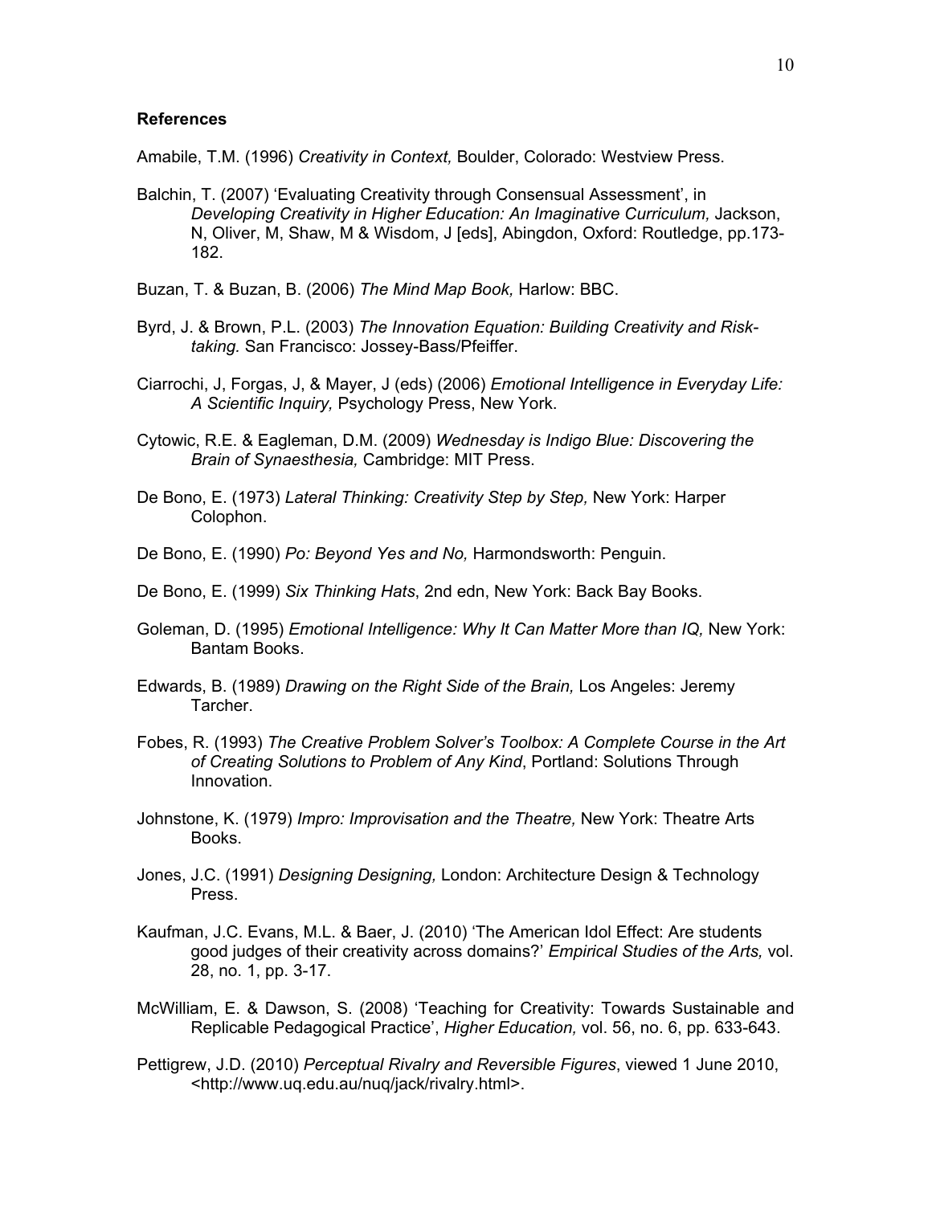**References**

Amabile, T.M. (1996) *Creativity in Context,* Boulder, Colorado: Westview Press.

Balchin, T. (2007) 'Evaluating Creativity through Consensual Assessment', in *Developing Creativity in Higher Education: An Imaginative Curriculum,* Jackson, N, Oliver, M, Shaw, M & Wisdom, J [eds], Abingdon, Oxford: Routledge, pp.173-182.

Buzan, T. & Buzan, B. (2006) *The Mind Map Book,* Harlow: BBC.

Byrd, J. & Brown, P.L. (2003) *The Innovation Equation: Building Creativity and Risk-taking.* San Francisco: Jossey-Bass/Pfeiffer.

Ciarrochi, J, Forgas, J, & Mayer, J (eds) (2006) *Emotional Intelligence in Everyday Life: A Scientific Inquiry,* Psychology Press, New York.

Cytowic, R.E. & Eagleman, D.M. (2009) *Wednesday is Indigo Blue: Discovering the Brain of Synaesthesia,* Cambridge: MIT Press.

De Bono, E. (1973) *Lateral Thinking: Creativity Step by Step,* New York: Harper Colophon.

De Bono, E. (1990) *Po: Beyond Yes and No,* Harmondsworth: Penguin.

De Bono, E. (1999) *Six Thinking Hats*, 2nd edn, New York: Back Bay Books.

Goleman, D. (1995) *Emotional Intelligence: Why It Can Matter More than IQ,* New York: Bantam Books.

Edwards, B. (1989) *Drawing on the Right Side of the Brain,* Los Angeles: Jeremy Tarcher.

Fobes, R. (1993) *The Creative Problem Solver's Toolbox: A Complete Course in the Art of Creating Solutions to Problem of Any Kind*, Portland: Solutions Through Innovation.

Johnstone, K. (1979) *Impro: Improvisation and the Theatre,* New York: Theatre Arts Books.

Jones, J.C. (1991) *Designing Designing,* London: Architecture Design & Technology Press.

Kaufman, J.C. Evans, M.L. & Baer, J. (2010) 'The American Idol Effect: Are students good judges of their creativity across domains?' *Empirical Studies of the Arts,* vol. 28, no. 1, pp. 3-17.

McWilliam, E. & Dawson, S. (2008) 'Teaching for Creativity: Towards Sustainable and Replicable Pedagogical Practice', *Higher Education,* vol. 56, no. 6, pp. 633-643.

Pettigrew, J.D. (2010) *Perceptual Rivalry and Reversible Figures*, viewed 1 June 2010, <http://www.uq.edu.au/nuq/jack/rivalry.html>.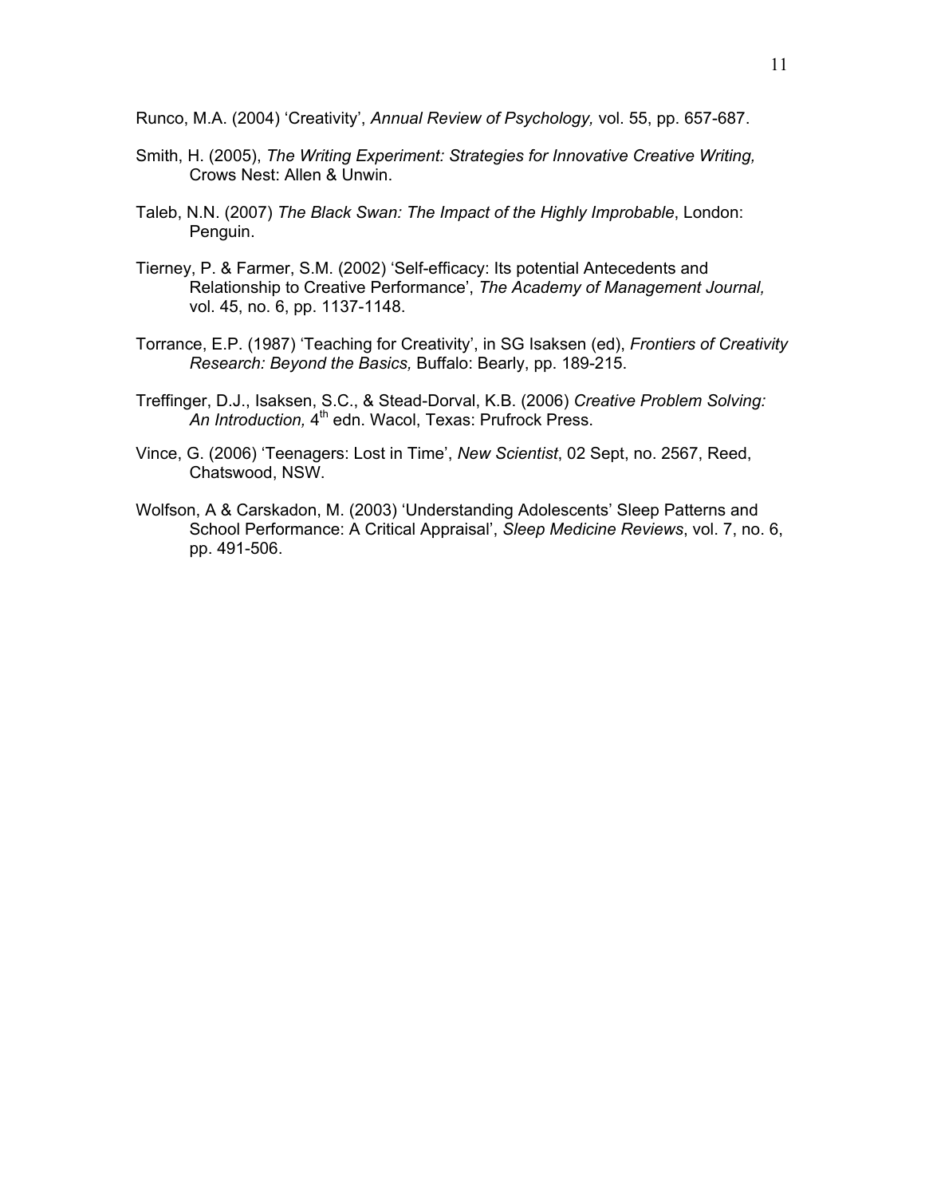Runco, M.A. (2004) 'Creativity', *Annual Review of Psychology,* vol. 55, pp. 657-687.

Smith, H. (2005), *The Writing Experiment: Strategies for Innovative Creative Writing,* Crows Nest: Allen & Unwin.

Taleb, N.N. (2007) *The Black Swan: The Impact of the Highly Improbable*, London: Penguin.

Tierney, P. & Farmer, S.M. (2002) 'Self-efficacy: Its potential Antecedents and Relationship to Creative Performance', *The Academy of Management Journal,* vol. 45, no. 6, pp. 1137-1148.

Torrance, E.P. (1987) 'Teaching for Creativity', in SG Isaksen (ed), *Frontiers of Creativity Research: Beyond the Basics,* Buffalo: Bearly, pp. 189-215.

Treffinger, D.J., Isaksen, S.C., & Stead-Dorval, K.B. (2006) *Creative Problem Solving: An Introduction,* 4th edn. Wacol, Texas: Prufrock Press.

Vince, G. (2006) 'Teenagers: Lost in Time', *New Scientist*, 02 Sept, no. 2567, Reed, Chatswood, NSW.

Wolfson, A & Carskadon, M. (2003) 'Understanding Adolescents' Sleep Patterns and School Performance: A Critical Appraisal', *Sleep Medicine Reviews*, vol. 7, no. 6, pp. 491-506.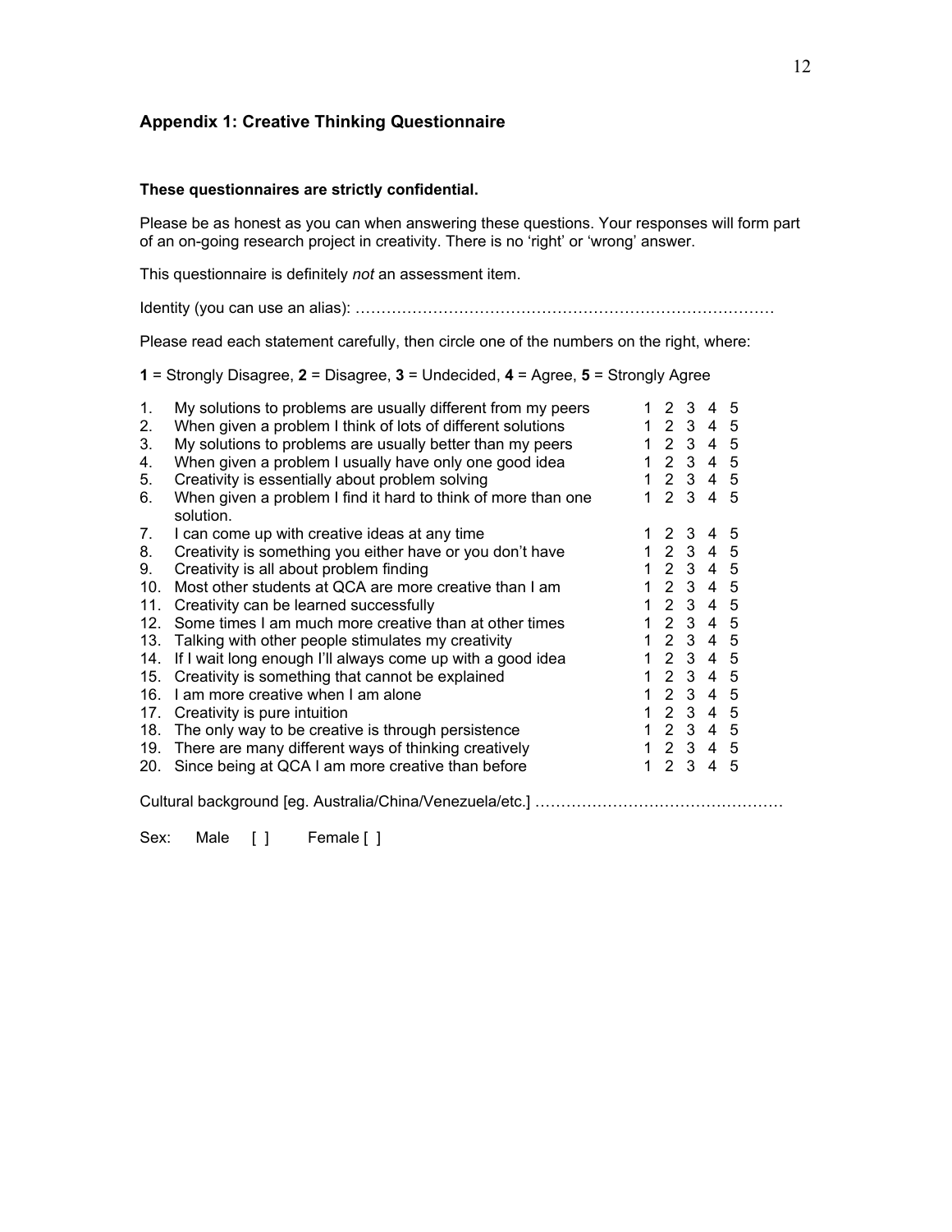## Appendix 1: Creative Thinking Questionnaire

**These questionnaires are strictly confidential.**

Please be as honest as you can when answering these questions. Your responses will form part of an on-going research project in creativity. There is no 'right' or 'wrong' answer.

This questionnaire is definitely *not* an assessment item.

Identity (you can use an alias): ………………………………………………………………………

Please read each statement carefully, then circle one of the numbers on the right, where:

**1** = Strongly Disagree, **2** = Disagree, **3** = Undecided, **4** = Agree, **5** = Strongly Agree

| | | | | | | |
|---|---|---|---|---|---|---|
| 1. | My solutions to problems are usually different from my peers | 1 | 2 | 3 | 4 | 5 |
| 2. | When given a problem I think of lots of different solutions | 1 | 2 | 3 | 4 | 5 |
| 3. | My solutions to problems are usually better than my peers | 1 | 2 | 3 | 4 | 5 |
| 4. | When given a problem I usually have only one good idea | 1 | 2 | 3 | 4 | 5 |
| 5. | Creativity is essentially about problem solving | 1 | 2 | 3 | 4 | 5 |
| 6. | When given a problem I find it hard to think of more than one solution. | 1 | 2 | 3 | 4 | 5 |
| 7. | I can come up with creative ideas at any time | 1 | 2 | 3 | 4 | 5 |
| 8. | Creativity is something you either have or you don't have | 1 | 2 | 3 | 4 | 5 |
| 9. | Creativity is all about problem finding | 1 | 2 | 3 | 4 | 5 |
| 10. | Most other students at QCA are more creative than I am | 1 | 2 | 3 | 4 | 5 |
| 11. | Creativity can be learned successfully | 1 | 2 | 3 | 4 | 5 |
| 12. | Some times I am much more creative than at other times | 1 | 2 | 3 | 4 | 5 |
| 13. | Talking with other people stimulates my creativity | 1 | 2 | 3 | 4 | 5 |
| 14. | If I wait long enough I'll always come up with a good idea | 1 | 2 | 3 | 4 | 5 |
| 15. | Creativity is something that cannot be explained | 1 | 2 | 3 | 4 | 5 |
| 16. | I am more creative when I am alone | 1 | 2 | 3 | 4 | 5 |
| 17. | Creativity is pure intuition | 1 | 2 | 3 | 4 | 5 |
| 18. | The only way to be creative is through persistence | 1 | 2 | 3 | 4 | 5 |
| 19. | There are many different ways of thinking creatively | 1 | 2 | 3 | 4 | 5 |
| 20. | Since being at QCA I am more creative than before | 1 | 2 | 3 | 4 | 5 |

Cultural background [eg. Australia/China/Venezuela/etc.] …………………………………………

Sex: Male [ ] Female [ ]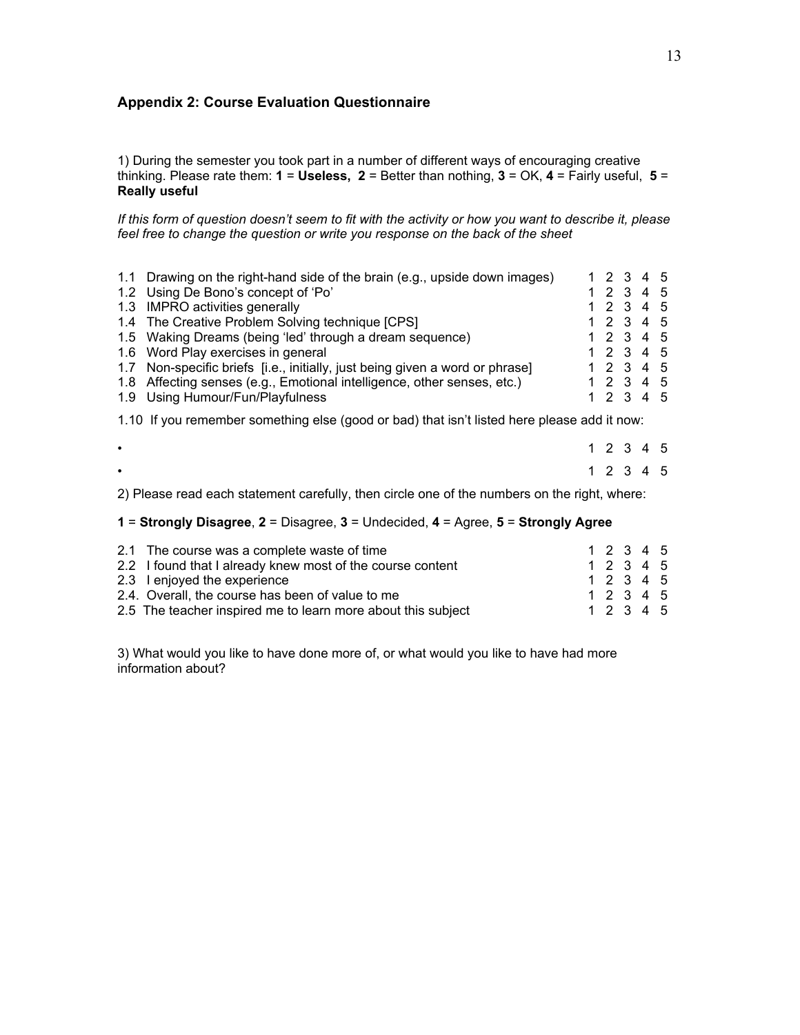## Appendix 2: Course Evaluation Questionnaire

1) During the semester you took part in a number of different ways of encouraging creative thinking. Please rate them: **1** = **Useless, 2** = Better than nothing, **3** = OK, **4** = Fairly useful, **5** = **Really useful**

*If this form of question doesn't seem to fit with the activity or how you want to describe it, please feel free to change the question or write you response on the back of the sheet*

| | | |
|---|---|---|
| 1.1 | Drawing on the right-hand side of the brain (e.g., upside down images) | 1 2 3 4 5 |
| 1.2 | Using De Bono's concept of 'Po' | 1 2 3 4 5 |
| 1.3 | IMPRO activities generally | 1 2 3 4 5 |
| 1.4 | The Creative Problem Solving technique [CPS] | 1 2 3 4 5 |
| 1.5 | Waking Dreams (being 'led' through a dream sequence) | 1 2 3 4 5 |
| 1.6 | Word Play exercises in general | 1 2 3 4 5 |
| 1.7 | Non-specific briefs [i.e., initially, just being given a word or phrase] | 1 2 3 4 5 |
| 1.8 | Affecting senses (e.g., Emotional intelligence, other senses, etc.) | 1 2 3 4 5 |
| 1.9 | Using Humour/Fun/Playfulness | 1 2 3 4 5 |

1.10 If you remember something else (good or bad) that isn't listed here please add it now:

- 1 2 3 4 5
- 1 2 3 4 5

2) Please read each statement carefully, then circle one of the numbers on the right, where:

**1** = **Strongly Disagree**, **2** = Disagree, **3** = Undecided, **4** = Agree, **5** = **Strongly Agree**

| | | |
|---|---|---|
| 2.1 | The course was a complete waste of time | 1 2 3 4 5 |
| 2.2 | I found that I already knew most of the course content | 1 2 3 4 5 |
| 2.3 | I enjoyed the experience | 1 2 3 4 5 |
| 2.4. | Overall, the course has been of value to me | 1 2 3 4 5 |
| 2.5 | The teacher inspired me to learn more about this subject | 1 2 3 4 5 |

3) What would you like to have done more of, or what would you like to have had more information about?